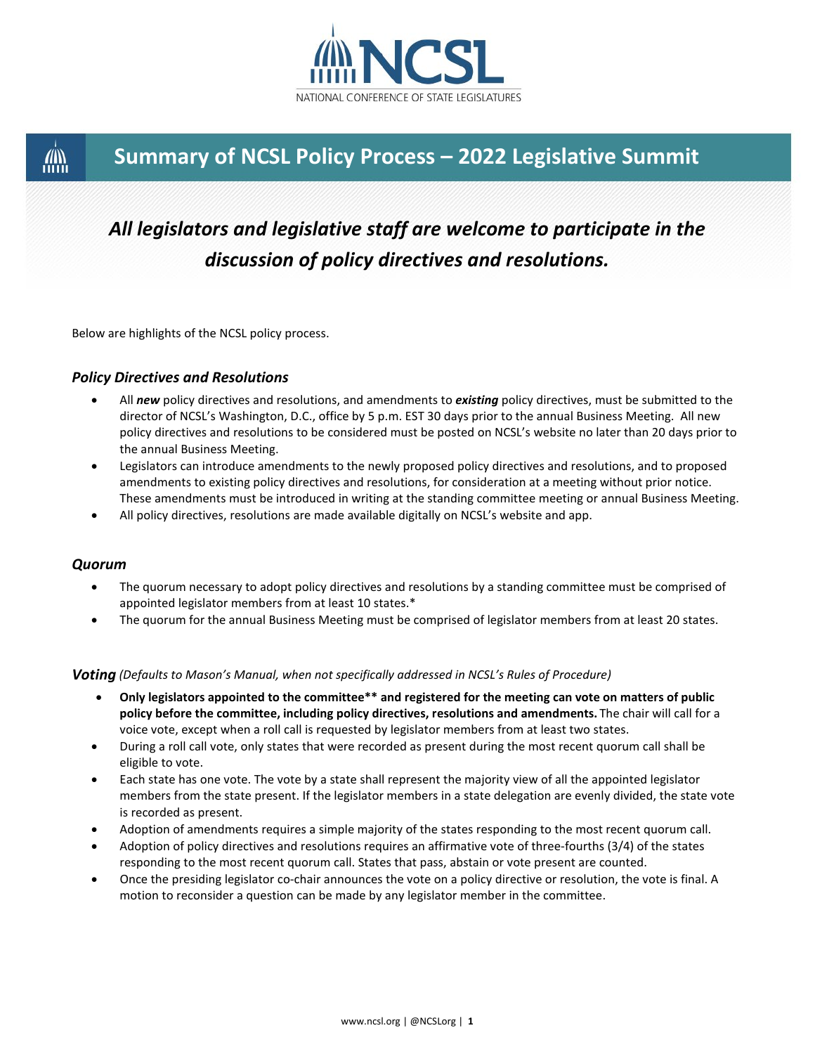NCSL

NATIONAL CONFERENCE OF STATE LEGISLATURES

# Summary of NCSL Policy Process – 2022 Legislative Summit

## *All legislators and legislative staff are welcome to participate in the discussion of policy directives and resolutions.*

Below are highlights of the NCSL policy process.

### *Policy Directives and Resolutions*

- All ***new*** policy directives and resolutions, and amendments to ***existing*** policy directives, must be submitted to the director of NCSL's Washington, D.C., office by 5 p.m. EST 30 days prior to the annual Business Meeting. All new policy directives and resolutions to be considered must be posted on NCSL's website no later than 20 days prior to the annual Business Meeting.
- Legislators can introduce amendments to the newly proposed policy directives and resolutions, and to proposed amendments to existing policy directives and resolutions, for consideration at a meeting without prior notice. These amendments must be introduced in writing at the standing committee meeting or annual Business Meeting.
- All policy directives, resolutions are made available digitally on NCSL's website and app.

### *Quorum*

- The quorum necessary to adopt policy directives and resolutions by a standing committee must be comprised of appointed legislator members from at least 10 states.*
- The quorum for the annual Business Meeting must be comprised of legislator members from at least 20 states.

### ***Voting*** *(Defaults to Mason's Manual, when not specifically addressed in NCSL's Rules of Procedure)*

- **Only legislators appointed to the committee** and registered for the meeting can vote on matters of public policy before the committee, including policy directives, resolutions and amendments.** The chair will call for a voice vote, except when a roll call is requested by legislator members from at least two states.
- During a roll call vote, only states that were recorded as present during the most recent quorum call shall be eligible to vote.
- Each state has one vote. The vote by a state shall represent the majority view of all the appointed legislator members from the state present. If the legislator members in a state delegation are evenly divided, the state vote is recorded as present.
- Adoption of amendments requires a simple majority of the states responding to the most recent quorum call.
- Adoption of policy directives and resolutions requires an affirmative vote of three-fourths (3/4) of the states responding to the most recent quorum call. States that pass, abstain or vote present are counted.
- Once the presiding legislator co-chair announces the vote on a policy directive or resolution, the vote is final. A motion to reconsider a question can be made by any legislator member in the committee.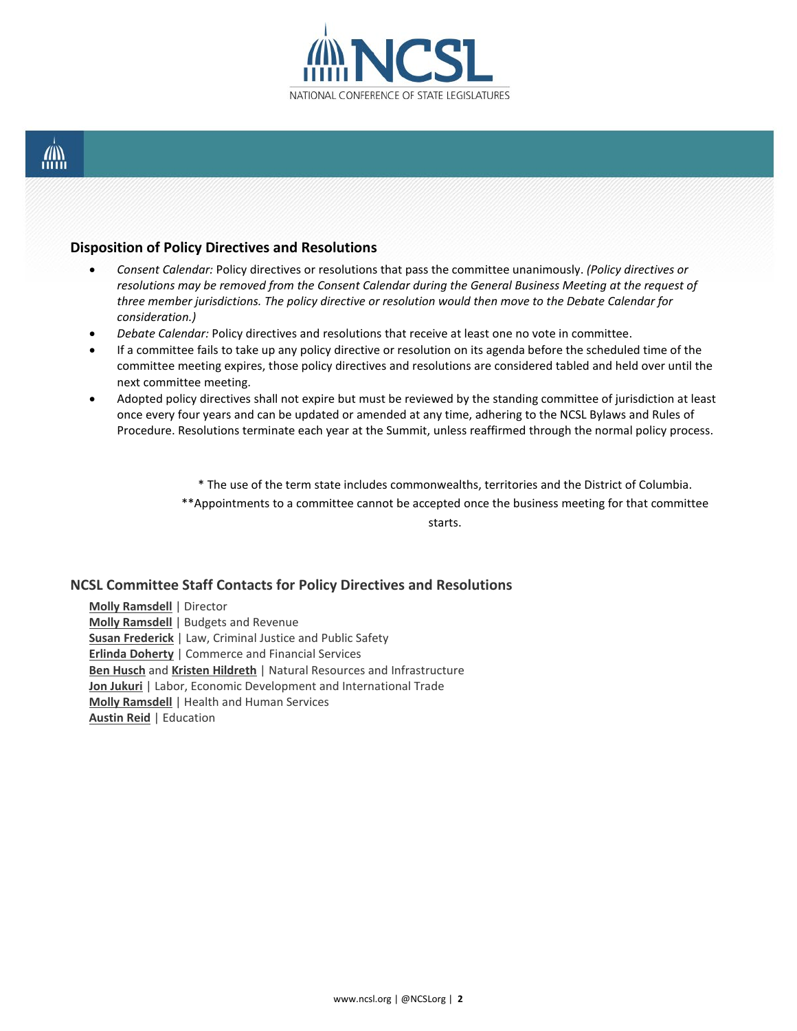## Disposition of Policy Directives and Resolutions

- *Consent Calendar:* Policy directives or resolutions that pass the committee unanimously. *(Policy directives or resolutions may be removed from the Consent Calendar during the General Business Meeting at the request of three member jurisdictions. The policy directive or resolution would then move to the Debate Calendar for consideration.)*
- *Debate Calendar:* Policy directives and resolutions that receive at least one no vote in committee.
- If a committee fails to take up any policy directive or resolution on its agenda before the scheduled time of the committee meeting expires, those policy directives and resolutions are considered tabled and held over until the next committee meeting.
- Adopted policy directives shall not expire but must be reviewed by the standing committee of jurisdiction at least once every four years and can be updated or amended at any time, adhering to the NCSL Bylaws and Rules of Procedure. Resolutions terminate each year at the Summit, unless reaffirmed through the normal policy process.

\* The use of the term state includes commonwealths, territories and the District of Columbia.

\*\*Appointments to a committee cannot be accepted once the business meeting for that committee starts.

## NCSL Committee Staff Contacts for Policy Directives and Resolutions

**Molly Ramsdell** | Director
**Molly Ramsdell** | Budgets and Revenue
**Susan Frederick** | Law, Criminal Justice and Public Safety
**Erlinda Doherty** | Commerce and Financial Services
**Ben Husch** and **Kristen Hildreth** | Natural Resources and Infrastructure
**Jon Jukuri** | Labor, Economic Development and International Trade
**Molly Ramsdell** | Health and Human Services
**Austin Reid** | Education